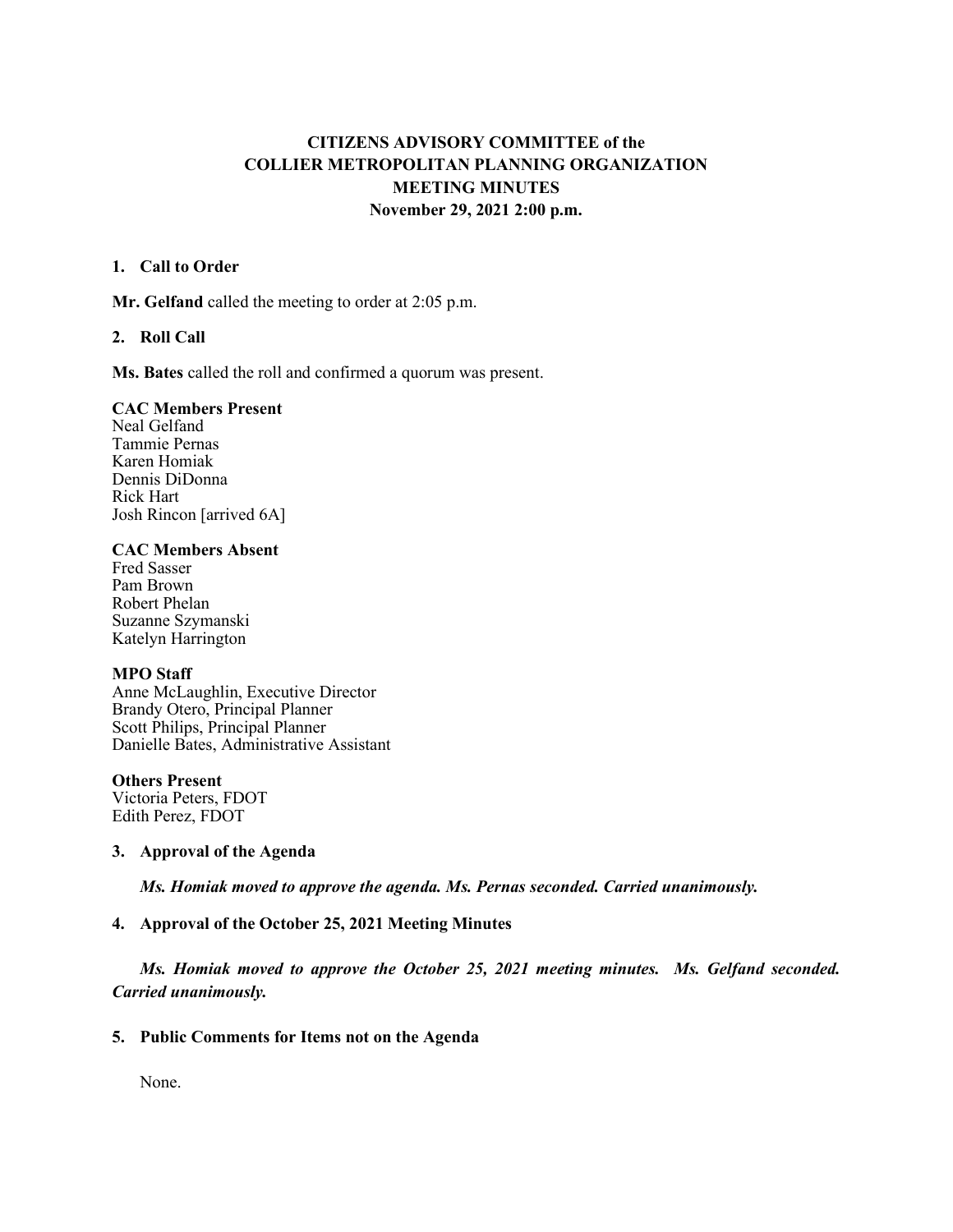# CITIZENS ADVISORY COMMITTEE of the COLLIER METROPOLITAN PLANNING ORGANIZATION MEETING MINUTES

**November 29, 2021 2:00 p.m.**

## 1. Call to Order

**Mr. Gelfand** called the meeting to order at 2:05 p.m.

## 2. Roll Call

**Ms. Bates** called the roll and confirmed a quorum was present.

**CAC Members Present**
Neal Gelfand
Tammie Pernas
Karen Homiak
Dennis DiDonna
Rick Hart
Josh Rincon [arrived 6A]

**CAC Members Absent**
Fred Sasser
Pam Brown
Robert Phelan
Suzanne Szymanski
Katelyn Harrington

**MPO Staff**
Anne McLaughlin, Executive Director
Brandy Otero, Principal Planner
Scott Philips, Principal Planner
Danielle Bates, Administrative Assistant

**Others Present**
Victoria Peters, FDOT
Edith Perez, FDOT

## 3. Approval of the Agenda

***Ms. Homiak moved to approve the agenda. Ms. Pernas seconded. Carried unanimously.***

## 4. Approval of the October 25, 2021 Meeting Minutes

***Ms. Homiak moved to approve the October 25, 2021 meeting minutes. Ms. Gelfand seconded. Carried unanimously.***

## 5. Public Comments for Items not on the Agenda

None.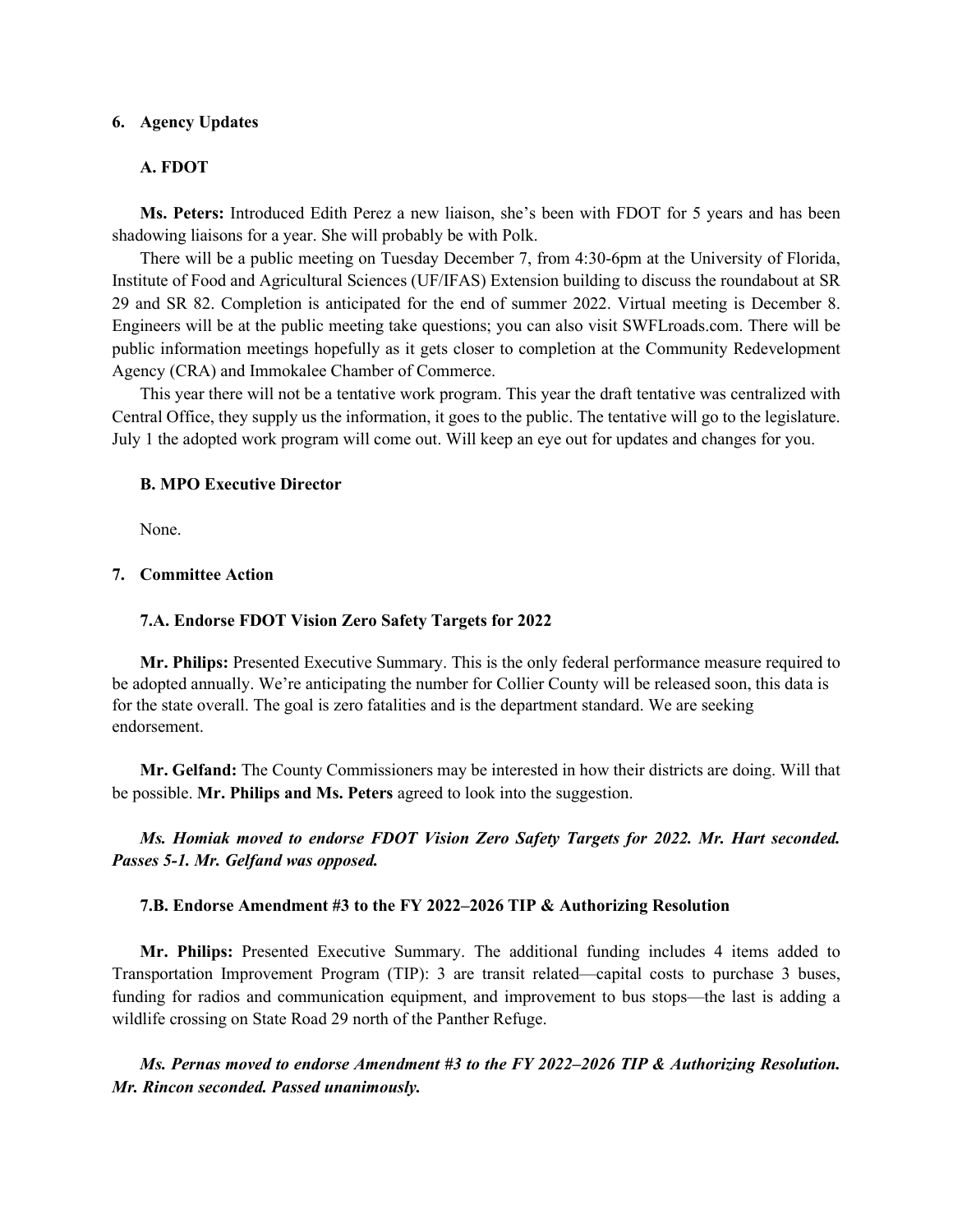## 6. Agency Updates

### A. FDOT

**Ms. Peters:** Introduced Edith Perez a new liaison, she's been with FDOT for 5 years and has been shadowing liaisons for a year. She will probably be with Polk.

There will be a public meeting on Tuesday December 7, from 4:30-6pm at the University of Florida, Institute of Food and Agricultural Sciences (UF/IFAS) Extension building to discuss the roundabout at SR 29 and SR 82. Completion is anticipated for the end of summer 2022. Virtual meeting is December 8. Engineers will be at the public meeting take questions; you can also visit SWFLroads.com. There will be public information meetings hopefully as it gets closer to completion at the Community Redevelopment Agency (CRA) and Immokalee Chamber of Commerce.

This year there will not be a tentative work program. This year the draft tentative was centralized with Central Office, they supply us the information, it goes to the public. The tentative will go to the legislature. July 1 the adopted work program will come out. Will keep an eye out for updates and changes for you.

### B. MPO Executive Director

None.

## 7. Committee Action

### 7.A. Endorse FDOT Vision Zero Safety Targets for 2022

**Mr. Philips:** Presented Executive Summary. This is the only federal performance measure required to be adopted annually. We're anticipating the number for Collier County will be released soon, this data is for the state overall. The goal is zero fatalities and is the department standard. We are seeking endorsement.

**Mr. Gelfand:** The County Commissioners may be interested in how their districts are doing. Will that be possible. **Mr. Philips and Ms. Peters** agreed to look into the suggestion.

***Ms. Homiak moved to endorse FDOT Vision Zero Safety Targets for 2022. Mr. Hart seconded. Passes 5-1. Mr. Gelfand was opposed.***

### 7.B. Endorse Amendment #3 to the FY 2022–2026 TIP & Authorizing Resolution

**Mr. Philips:** Presented Executive Summary. The additional funding includes 4 items added to Transportation Improvement Program (TIP): 3 are transit related—capital costs to purchase 3 buses, funding for radios and communication equipment, and improvement to bus stops—the last is adding a wildlife crossing on State Road 29 north of the Panther Refuge.

***Ms. Pernas moved to endorse Amendment #3 to the FY 2022–2026 TIP & Authorizing Resolution. Mr. Rincon seconded. Passed unanimously.***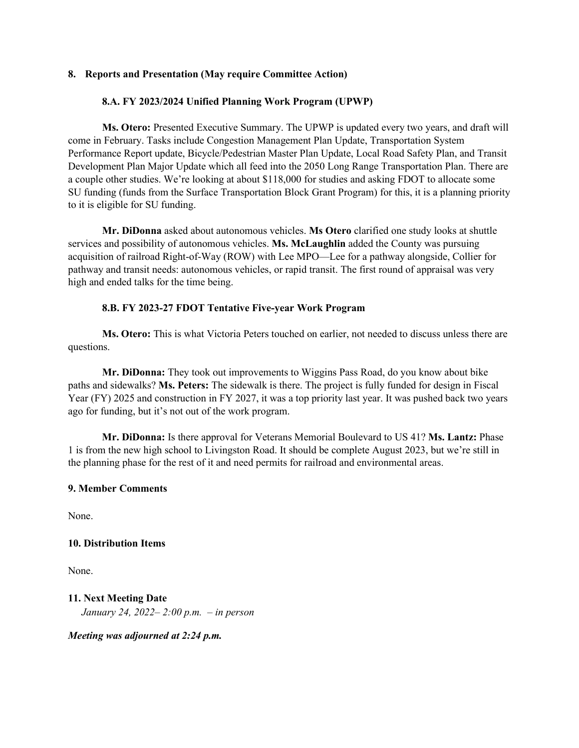## 8. Reports and Presentation (May require Committee Action)

### 8.A. FY 2023/2024 Unified Planning Work Program (UPWP)

**Ms. Otero:** Presented Executive Summary. The UPWP is updated every two years, and draft will come in February. Tasks include Congestion Management Plan Update, Transportation System Performance Report update, Bicycle/Pedestrian Master Plan Update, Local Road Safety Plan, and Transit Development Plan Major Update which all feed into the 2050 Long Range Transportation Plan. There are a couple other studies. We're looking at about $118,000 for studies and asking FDOT to allocate some SU funding (funds from the Surface Transportation Block Grant Program) for this, it is a planning priority to it is eligible for SU funding.

**Mr. DiDonna** asked about autonomous vehicles. **Ms Otero** clarified one study looks at shuttle services and possibility of autonomous vehicles. **Ms. McLaughlin** added the County was pursuing acquisition of railroad Right-of-Way (ROW) with Lee MPO—Lee for a pathway alongside, Collier for pathway and transit needs: autonomous vehicles, or rapid transit. The first round of appraisal was very high and ended talks for the time being.

### 8.B. FY 2023-27 FDOT Tentative Five-year Work Program

**Ms. Otero:** This is what Victoria Peters touched on earlier, not needed to discuss unless there are questions.

**Mr. DiDonna:** They took out improvements to Wiggins Pass Road, do you know about bike paths and sidewalks? **Ms. Peters:** The sidewalk is there. The project is fully funded for design in Fiscal Year (FY) 2025 and construction in FY 2027, it was a top priority last year. It was pushed back two years ago for funding, but it's not out of the work program.

**Mr. DiDonna:** Is there approval for Veterans Memorial Boulevard to US 41? **Ms. Lantz:** Phase 1 is from the new high school to Livingston Road. It should be complete August 2023, but we're still in the planning phase for the rest of it and need permits for railroad and environmental areas.

## 9. Member Comments

None.

## 10. Distribution Items

None.

## 11. Next Meeting Date

*January 24, 2022– 2:00 p.m. – in person*

***Meeting was adjourned at 2:24 p.m.***